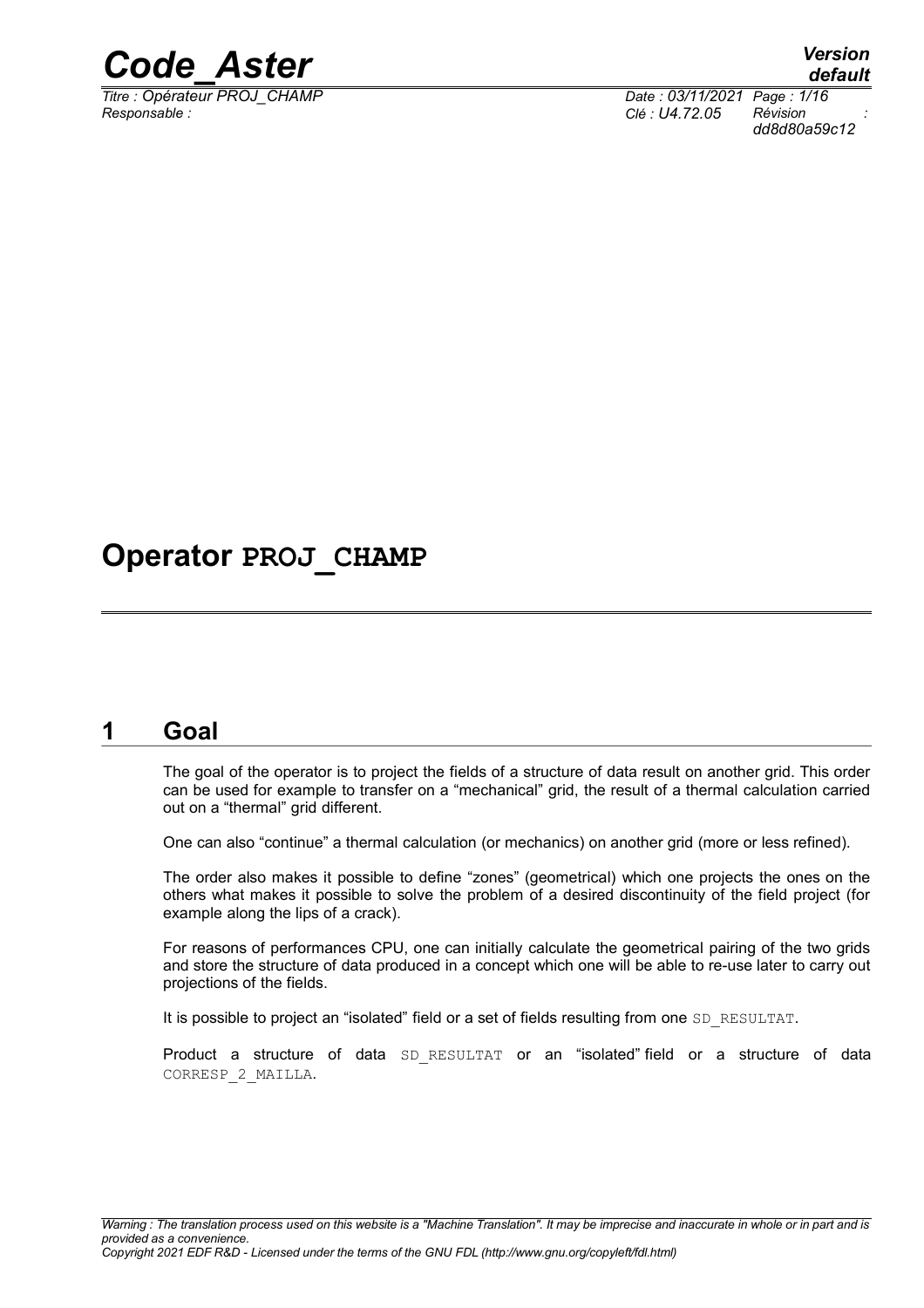# Operator PROJ_CHAMP

## 1 Goal

The goal of the operator is to project the fields of a structure of data result on another grid. This order can be used for example to transfer on a "mechanical" grid, the result of a thermal calculation carried out on a "thermal" grid different.

One can also "continue" a thermal calculation (or mechanics) on another grid (more or less refined).

The order also makes it possible to define "zones" (geometrical) which one projects the ones on the others what makes it possible to solve the problem of a desired discontinuity of the field project (for example along the lips of a crack).

For reasons of performances CPU, one can initially calculate the geometrical pairing of the two grids and store the structure of data produced in a concept which one will be able to re-use later to carry out projections of the fields.

It is possible to project an "isolated" field or a set of fields resulting from one SD_RESULTAT.

Product a structure of data SD_RESULTAT or an "isolated" field or a structure of data CORRESP_2_MAILLA.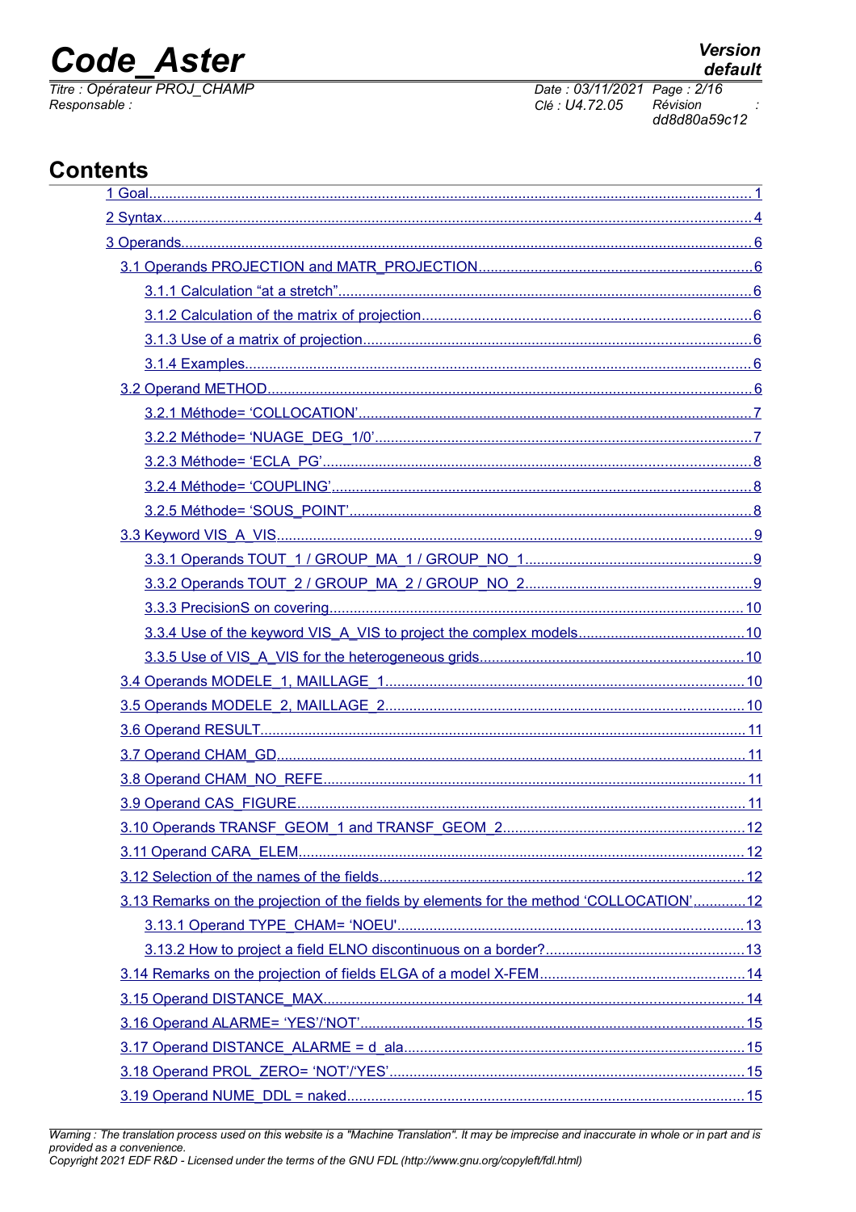# Contents

1 Goal........................................................................................................................................1

2 Syntax......................................................................................................................................4

3 Operands..................................................................................................................................6

- 3.1 Operands PROJECTION and MATR_PROJECTION.........................................................6
  - 3.1.1 Calculation "at a stretch"...........................................................................................6
  - 3.1.2 Calculation of the matrix of projection......................................................................6
  - 3.1.3 Use of a matrix of projection.....................................................................................6
  - 3.1.4 Examples..................................................................................................................6
- 3.2 Operand METHOD.............................................................................................................6
  - 3.2.1 Méthode= 'COLLOCATION'......................................................................................7
  - 3.2.2 Méthode= 'NUAGE_DEG_1/0'...................................................................................7
  - 3.2.3 Méthode= 'ECLA_PG'...............................................................................................8
  - 3.2.4 Méthode= 'COUPLING'.............................................................................................8
  - 3.2.5 Méthode= 'SOUS_POINT'.........................................................................................8
- 3.3 Keyword VIS_A_VIS...........................................................................................................9
  - 3.3.1 Operands TOUT_1 / GROUP_MA_1 / GROUP_NO_1.............................................9
  - 3.3.2 Operands TOUT_2 / GROUP_MA_2 / GROUP_NO_2.............................................9
  - 3.3.3 PrecisionS on covering...........................................................................................10
  - 3.3.4 Use of the keyword VIS_A_VIS to project the complex models..............................10
  - 3.3.5 Use of VIS_A_VIS for the heterogeneous grids......................................................10
- 3.4 Operands MODELE_1, MAILLAGE_1.............................................................................10
- 3.5 Operands MODELE_2, MAILLAGE_2.............................................................................10
- 3.6 Operand RESULT.............................................................................................................11
- 3.7 Operand CHAM_GD.........................................................................................................11
- 3.8 Operand CHAM_NO_REFE.............................................................................................11
- 3.9 Operand CAS_FIGURE....................................................................................................11
- 3.10 Operands TRANSF_GEOM_1 and TRANSF_GEOM_2.................................................12
- 3.11 Operand CARA_ELEM....................................................................................................12
- 3.12 Selection of the names of the fields................................................................................12
- 3.13 Remarks on the projection of the fields by elements for the method 'COLLOCATION'.............12
  - 3.13.1 Operand TYPE_CHAM= 'NOEU'...........................................................................13
  - 3.13.2 How to project a field ELNO discontinuous on a border?.......................................13
- 3.14 Remarks on the projection of fields ELGA of a model X-FEM........................................14
- 3.15 Operand DISTANCE_MAX..............................................................................................14
- 3.16 Operand ALARME= 'YES'/'NOT'.....................................................................................15
- 3.17 Operand DISTANCE_ALARME = d_ala.........................................................................15
- 3.18 Operand PROL_ZERO= 'NOT'/'YES'.............................................................................15
- 3.19 Operand NUME_DDL = naked.......................................................................................15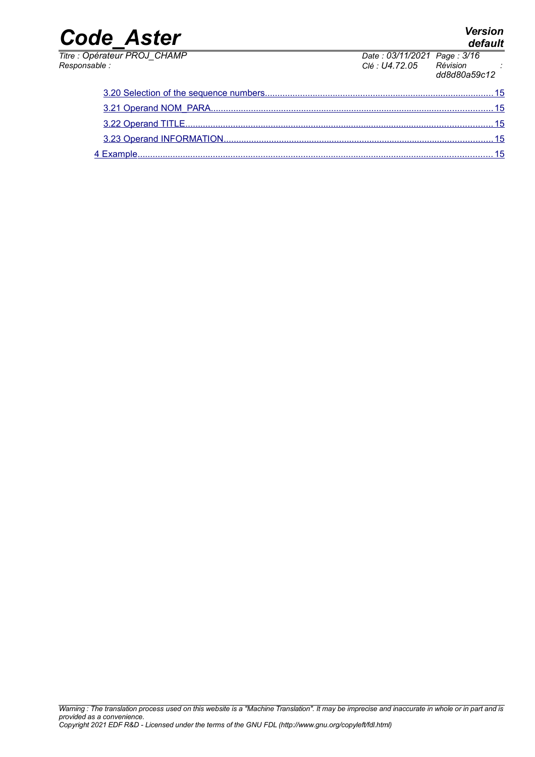- 3.20 Selection of the sequence numbers ... 15
- 3.21 Operand NOM_PARA ... 15
- 3.22 Operand TITLE ... 15
- 3.23 Operand INFORMATION ... 15

4 Example ... 15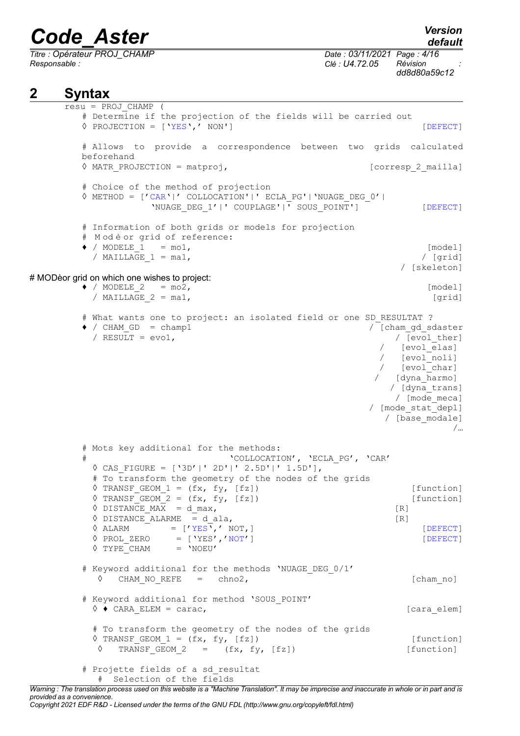## 2 Syntax

```
resu = PROJ_CHAMP (
   # Determine if the projection of the fields will be carried out
   ◊ PROJECTION = ['YES',' NON']                                    [DEFECT]

   # Allows to provide a correspondence between two grids calculated
   beforehand
   ◊ MATR_PROJECTION = matproj,                              [corresp_2_mailla]

   # Choice of the method of projection
   ◊ METHOD = ['CAR'|' COLLOCATION'|' ECLA_PG'|'NUAGE_DEG_0'|
               'NUAGE_DEG_1'|' COUPLAGE'|' SOUS_POINT']                [DEFECT]

   # Information of both grids or models for projection
   # M od è or grid of reference:
   ♦ / MODELE_1   = mo1,                                             [model]
     / MAILLAGE_1 = ma1,                                            / [grid]
                                                                / [skeleton]
# MODèor grid on which one wishes to project:
   ♦ / MODELE_2   = mo2,                                             [model]
     / MAILLAGE_2 = ma1,                                              [grid]

   # What wants one to project: an isolated field or one SD_RESULTAT ?
   ♦ / CHAM_GD  = champ1                                   / [cham_gd_sdaster
     / RESULT = evo1,                                          / [evol_ther]
                                                              /  [evol_elas]
                                                              /  [evol_noli]
                                                              /  [evol_char]
                                                             /  [dyna_harmo]
                                                               / [dyna_trans]
                                                                / [mode_meca]
                                                          / [mode_stat_depl]
                                                             / [base_modale]
                                                                         /…

   # Mots key additional for the methods:
   #                            'COLLOCATION', 'ECLA_PG', 'CAR'
     ◊ CAS_FIGURE = ['3D'|' 2D'|' 2.5D'|' 1.5D'],
     # To transform the geometry of the nodes of the grids
     ◊ TRANSF_GEOM_1 = (fx, fy, [fz])                                [function]
     ◊ TRANSF_GEOM_2 = (fx, fy, [fz])                                [function]
     ◊ DISTANCE_MAX  = d_max,                                    [R]
     ◊ DISTANCE_ALARME  = d_ala,                                 [R]
     ◊ ALARM          = ['YES',' NOT,]                                 [DEFECT]
     ◊ PROL_ZERO      = ['YES','NOT']                                  [DEFECT]
     ◊ TYPE_CHAM      = 'NOEU'

   # Keyword additional for the methods 'NUAGE_DEG_0/1'
     ◊   CHAM_NO_REFE   =   chno2,                                   [cham_no]

   # Keyword additional for method 'SOUS_POINT'
     ◊ ♦ CARA_ELEM = carac,                                        [cara_elem]

     # To transform the geometry of the nodes of the grids
     ◊ TRANSF_GEOM_1 = (fx, fy, [fz])                                [function]
     ◊   TRANSF_GEOM_2   =   (fx, fy, [fz])                          [function]

   # Projette fields of a sd_resultat
     #  Selection of the fields
```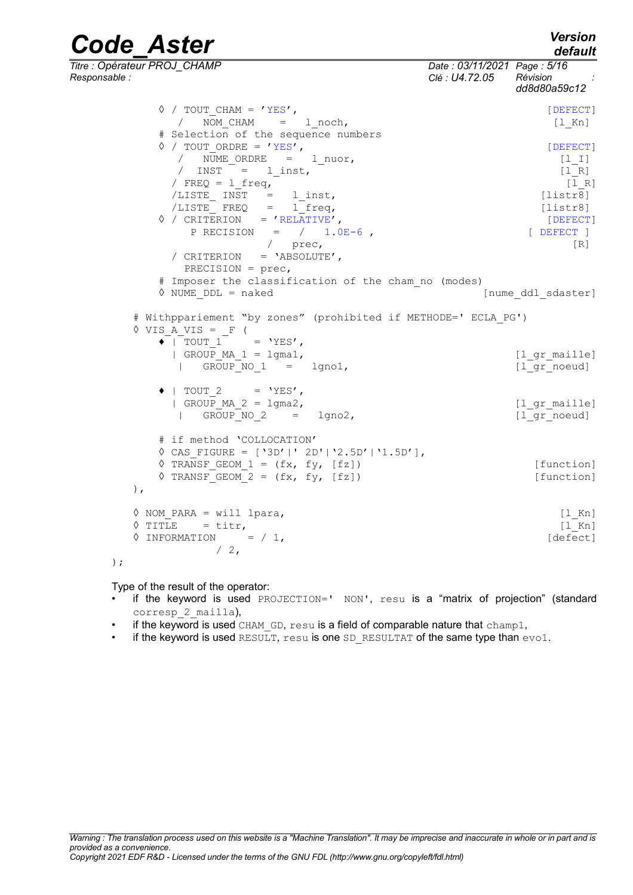```
        ◊ / TOUT_CHAM = 'YES',                                          [DEFECT]
           /   NOM_CHAM    =    l_noch,                                  [l_Kn]
        # Selection of the sequence numbers
        ◊ / TOUT_ORDRE = 'YES',                                         [DEFECT]
           /   NUME_ORDRE   =    l_nuor,                                  [l_I]
           /  INST    =    l_inst,                                        [l_R]
          / FREQ = l_freq,                                                [l_R]
          /LISTE_ INST    =    l_inst,                                  [listr8]
          /LISTE_ FREQ    =    l_freq,                                  [listr8]
        ◊ / CRITERION    = 'RELATIVE',                                  [DEFECT]
             P RECISION    =   /   1.0E-6 ,                         [ DEFECT ]
                              /   prec,                                     [R]
          / CRITERION    = 'ABSOLUTE',
            PRECISION = prec,
        # Imposer the classification of the cham_no (modes)
        ◊ NUME_DDL = naked                                    [nume_ddl_sdaster]

    # Withppariement "by zones" (prohibited if METHODE=' ECLA_PG')
    ◊ VIS_A_VIS = _F (
        ♦ | TOUT_1      = 'YES',
          | GROUP_MA_1 = lgma1,                                  [l_gr_maille]
           |   GROUP_NO_1    =    lgno1,                          [l_gr_noeud]

        ♦ | TOUT_2      = 'YES',
          | GROUP_MA_2 = lgma2,                                  [l_gr_maille]
           |   GROUP_NO_2    =    lgno2,                          [l_gr_noeud]

        # if method 'COLLOCATION'
        ◊ CAS_FIGURE = ['3D'|' 2D'|'2.5D'|'1.5D'],
        ◊ TRANSF_GEOM_1 = (fx, fy, [fz])                            [function]
        ◊ TRANSF_GEOM_2 = (fx, fy, [fz])                            [function]
    ),

    ◊ NOM_PARA = will lpara,                                             [l_Kn]
    ◊ TITLE     = titr,                                                  [l_Kn]
    ◊ INFORMATION      = / 1,                                          [defect]
                    / 2,
);
```

Type of the result of the operator:

- if the keyword is used `PROJECTION=' NON'`, `resu` is a "matrix of projection" (standard `corresp_2_mailla`),
- if the keyword is used `CHAM_GD`, `resu` is a field of comparable nature that `champ1`,
- if the keyword is used `RESULT`, `resu` is one `SD_RESULTAT` of the same type than `evo1`.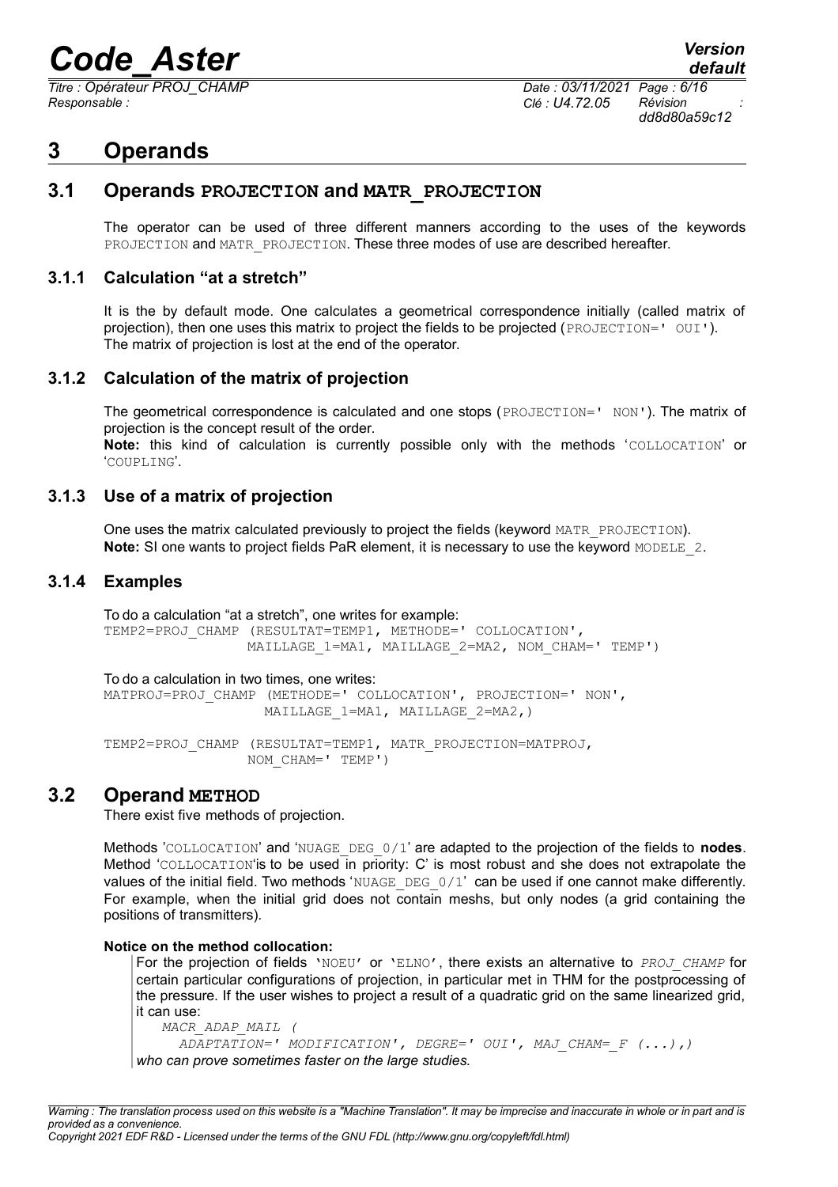# 3 Operands

## 3.1 Operands PROJECTION and MATR_PROJECTION

The operator can be used of three different manners according to the uses of the keywords PROJECTION and MATR_PROJECTION. These three modes of use are described hereafter.

### 3.1.1 Calculation "at a stretch"

It is the by default mode. One calculates a geometrical correspondence initially (called matrix of projection), then one uses this matrix to project the fields to be projected (PROJECTION=' OUI'). The matrix of projection is lost at the end of the operator.

### 3.1.2 Calculation of the matrix of projection

The geometrical correspondence is calculated and one stops (PROJECTION=' NON'). The matrix of projection is the concept result of the order.

**Note:** this kind of calculation is currently possible only with the methods 'COLLOCATION' or 'COUPLING'.

### 3.1.3 Use of a matrix of projection

One uses the matrix calculated previously to project the fields (keyword MATR_PROJECTION).

**Note:** SI one wants to project fields PaR element, it is necessary to use the keyword MODELE_2.

### 3.1.4 Examples

To do a calculation "at a stretch", one writes for example:

```
TEMP2=PROJ_CHAMP (RESULTAT=TEMP1, METHODE=' COLLOCATION',
                 MAILLAGE_1=MA1, MAILLAGE_2=MA2, NOM_CHAM=' TEMP')
```

To do a calculation in two times, one writes:

```
MATPROJ=PROJ_CHAMP (METHODE=' COLLOCATION', PROJECTION=' NON',
                   MAILLAGE_1=MA1, MAILLAGE_2=MA2,)

TEMP2=PROJ_CHAMP (RESULTAT=TEMP1, MATR_PROJECTION=MATPROJ,
                 NOM_CHAM=' TEMP')
```

## 3.2 Operand METHOD

There exist five methods of projection.

Methods 'COLLOCATION' and 'NUAGE_DEG_0/1' are adapted to the projection of the fields to **nodes**. Method 'COLLOCATION'is to be used in priority: C' is most robust and she does not extrapolate the values of the initial field. Two methods 'NUAGE_DEG_0/1' can be used if one cannot make differently. For example, when the initial grid does not contain meshs, but only nodes (a grid containing the positions of transmitters).

**Notice on the method collocation:**

For the projection of fields 'NOEU' or 'ELNO', there exists an alternative to *PROJ_CHAMP* for certain particular configurations of projection, in particular met in THM for the postprocessing of the pressure. If the user wishes to project a result of a quadratic grid on the same linearized grid, it can use:

```
MACR_ADAP_MAIL (
   ADAPTATION=' MODIFICATION', DEGRE=' OUI', MAJ_CHAM=_F (...),)
```

*who can prove sometimes faster on the large studies.*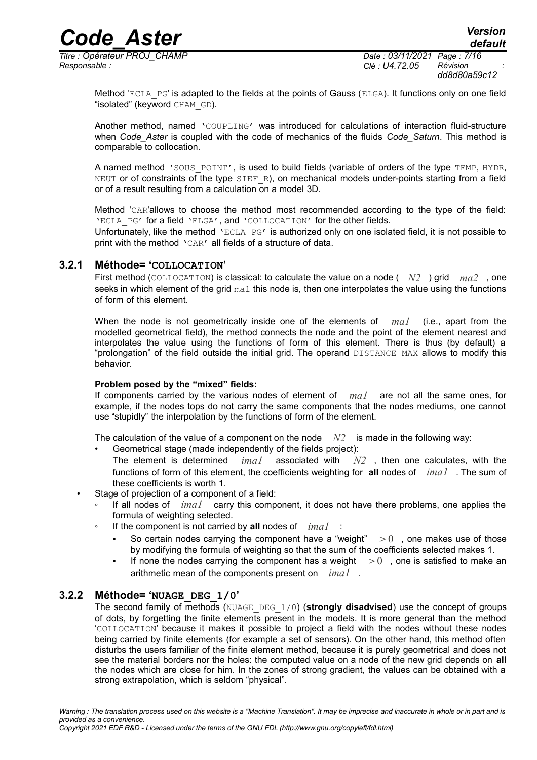Method 'ECLA_PG' is adapted to the fields at the points of Gauss (ELGA). It functions only on one field "isolated" (keyword CHAM_GD).

Another method, named 'COUPLING' was introduced for calculations of interaction fluid-structure when *Code_Aster* is coupled with the code of mechanics of the fluids *Code_Saturn*. This method is comparable to collocation.

A named method 'SOUS_POINT', is used to build fields (variable of orders of the type TEMP, HYDR, NEUT or of constraints of the type SIEF_R), on mechanical models under-points starting from a field or of a result resulting from a calculation on a model 3D.

Method 'CAR'allows to choose the method most recommended according to the type of the field: 'ECLA_PG' for a field 'ELGA', and 'COLLOCATION' for the other fields.
Unfortunately, like the method 'ECLA_PG' is authorized only on one isolated field, it is not possible to print with the method 'CAR' all fields of a structure of data.

### 3.2.1 Méthode= 'COLLOCATION'

First method (COLLOCATION) is classical: to calculate the value on a node ( $N2$ ) grid $ma2$ , one seeks in which element of the grid ma1 this node is, then one interpolates the value using the functions of form of this element.

When the node is not geometrically inside one of the elements of $ma1$ (i.e., apart from the modelled geometrical field), the method connects the node and the point of the element nearest and interpolates the value using the functions of form of this element. There is thus (by default) a "prolongation" of the field outside the initial grid. The operand DISTANCE_MAX allows to modify this behavior.

**Problem posed by the "mixed" fields:**
If components carried by the various nodes of element of $ma1$ are not all the same ones, for example, if the nodes tops do not carry the same components that the nodes mediums, one cannot use "stupidly" the interpolation by the functions of form of the element.

The calculation of the value of a component on the node $N2$ is made in the following way:

- Geometrical stage (made independently of the fields project):
  The element is determined $ima1$ associated with $N2$ , then one calculates, with the functions of form of this element, the coefficients weighting for **all** nodes of $ima1$ . The sum of these coefficients is worth 1.
- Stage of projection of a component of a field:
  - If all nodes of $ima1$ carry this component, it does not have there problems, one applies the formula of weighting selected.
  - If the component is not carried by **all** nodes of $ima1$ :
    - So certain nodes carrying the component have a "weight" $>0$ , one makes use of those by modifying the formula of weighting so that the sum of the coefficients selected makes 1.
    - If none the nodes carrying the component has a weight $>0$ , one is satisfied to make an arithmetic mean of the components present on $ima1$ .

### 3.2.2 Méthode= 'NUAGE_DEG_1/0'

The second family of methods (NUAGE_DEG_1/0) (**strongly disadvised**) use the concept of groups of dots, by forgetting the finite elements present in the models. It is more general than the method 'COLLOCATION' because it makes it possible to project a field with the nodes without these nodes being carried by finite elements (for example a set of sensors). On the other hand, this method often disturbs the users familiar of the finite element method, because it is purely geometrical and does not see the material borders nor the holes: the computed value on a node of the new grid depends on **all** the nodes which are close for him. In the zones of strong gradient, the values can be obtained with a strong extrapolation, which is seldom "physical".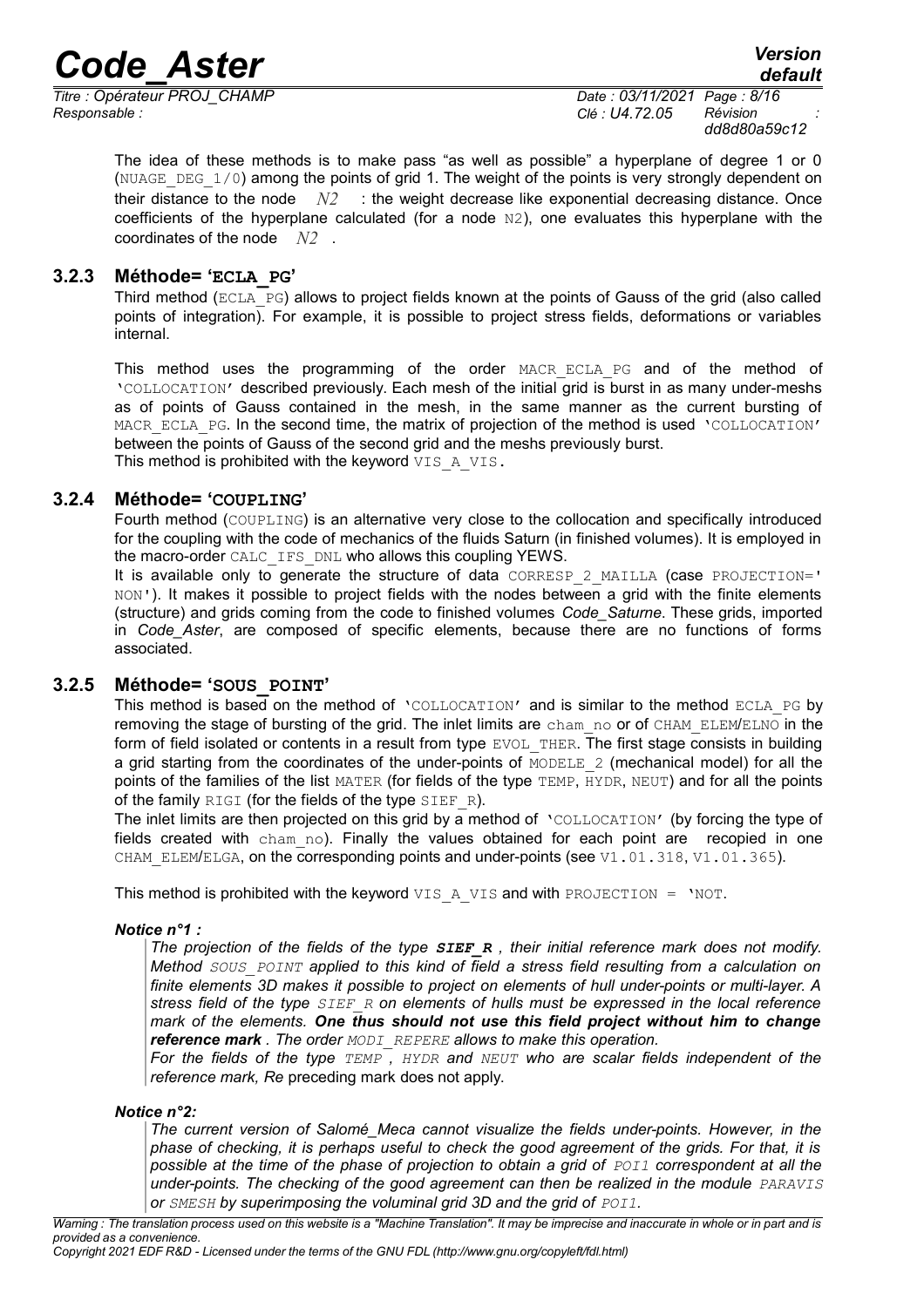The idea of these methods is to make pass "as well as possible" a hyperplane of degree 1 or 0 (NUAGE_DEG_1/0) among the points of grid 1. The weight of the points is very strongly dependent on their distance to the node $N2$ : the weight decrease like exponential decreasing distance. Once coefficients of the hyperplane calculated (for a node N2), one evaluates this hyperplane with the coordinates of the node $N2$ .

### 3.2.3 Méthode= 'ECLA_PG'

Third method (ECLA_PG) allows to project fields known at the points of Gauss of the grid (also called points of integration). For example, it is possible to project stress fields, deformations or variables internal.

This method uses the programming of the order MACR_ECLA_PG and of the method of 'COLLOCATION' described previously. Each mesh of the initial grid is burst in as many under-meshs as of points of Gauss contained in the mesh, in the same manner as the current bursting of MACR_ECLA_PG. In the second time, the matrix of projection of the method is used 'COLLOCATION' between the points of Gauss of the second grid and the meshs previously burst.
This method is prohibited with the keyword VIS_A_VIS.

### 3.2.4 Méthode= 'COUPLING'

Fourth method (COUPLING) is an alternative very close to the collocation and specifically introduced for the coupling with the code of mechanics of the fluids Saturn (in finished volumes). It is employed in the macro-order CALC_IFS_DNL who allows this coupling YEWS.
It is available only to generate the structure of data CORRESP_2_MAILLA (case PROJECTION=' NON'). It makes it possible to project fields with the nodes between a grid with the finite elements (structure) and grids coming from the code to finished volumes *Code_Saturne*. These grids, imported in *Code_Aster*, are composed of specific elements, because there are no functions of forms associated.

### 3.2.5 Méthode= 'SOUS_POINT'

This method is based on the method of 'COLLOCATION' and is similar to the method ECLA_PG by removing the stage of bursting of the grid. The inlet limits are cham_no or of CHAM_ELEM/ELNO in the form of field isolated or contents in a result from type EVOL_THER. The first stage consists in building a grid starting from the coordinates of the under-points of MODELE_2 (mechanical model) for all the points of the families of the list MATER (for fields of the type TEMP, HYDR, NEUT) and for all the points of the family RIGI (for the fields of the type SIEF_R).
The inlet limits are then projected on this grid by a method of 'COLLOCATION' (by forcing the type of fields created with cham_no). Finally the values obtained for each point are recopied in one CHAM_ELEM/ELGA, on the corresponding points and under-points (see V1.01.318, V1.01.365).

This method is prohibited with the keyword VIS_A_VIS and with PROJECTION = 'NOT.

***Notice n°1 :***

> *The projection of the fields of the type **SIEF_R** , their initial reference mark does not modify. Method SOUS_POINT applied to this kind of field a stress field resulting from a calculation on finite elements 3D makes it possible to project on elements of hull under-points or multi-layer. A stress field of the type SIEF_R on elements of hulls must be expressed in the local reference mark of the elements. **One thus should not use this field project without him to change reference mark** . The order MODI_REPERE allows to make this operation.*
> *For the fields of the type TEMP , HYDR and NEUT who are scalar fields independent of the reference mark, Re* preceding mark does not apply.

***Notice n°2:***

> *The current version of Salomé_Meca cannot visualize the fields under-points. However, in the phase of checking, it is perhaps useful to check the good agreement of the grids. For that, it is possible at the time of the phase of projection to obtain a grid of POI1 correspondent at all the under-points. The checking of the good agreement can then be realized in the module PARAVIS or SMESH by superimposing the voluminal grid 3D and the grid of POI1.*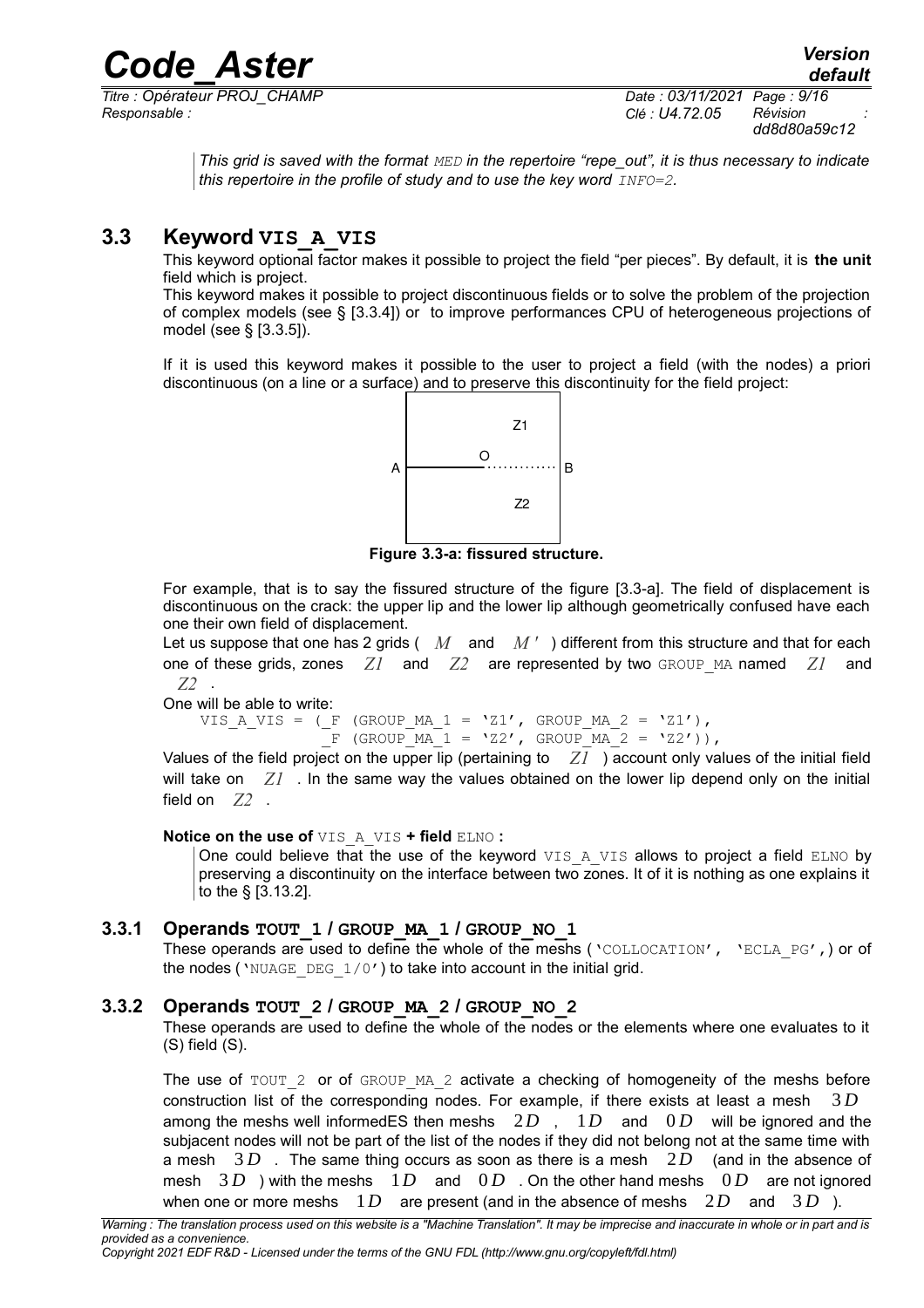*This grid is saved with the format MED in the repertoire "repe_out", it is thus necessary to indicate this repertoire in the profile of study and to use the key word INFO=2.*

## 3.3 Keyword VIS_A_VIS

This keyword optional factor makes it possible to project the field "per pieces". By default, it is **the unit** field which is project.

This keyword makes it possible to project discontinuous fields or to solve the problem of the projection of complex models (see § [3.3.4]) or to improve performances CPU of heterogeneous projections of model (see § [3.3.5]).

If it is used this keyword makes it possible to the user to project a field (with the nodes) a priori discontinuous (on a line or a surface) and to preserve this discontinuity for the field project:

**Figure 3.3-a: fissured structure.**

For example, that is to say the fissured structure of the figure [3.3-a]. The field of displacement is discontinuous on the crack: the upper lip and the lower lip although geometrically confused have each one their own field of displacement.

Let us suppose that one has 2 grids ( $M$ and $M'$ ) different from this structure and that for each one of these grids, zones $Z1$ and $Z2$ are represented by two GROUP_MA named $Z1$ and $Z2$ .

One will be able to write:

```
VIS_A_VIS = (_F (GROUP_MA_1 = 'Z1', GROUP_MA_2 = 'Z1'),
             _F (GROUP_MA_1 = 'Z2', GROUP_MA_2 = 'Z2')),
```

Values of the field project on the upper lip (pertaining to $Z1$ ) account only values of the initial field will take on $Z1$ . In the same way the values obtained on the lower lip depend only on the initial field on $Z2$ .

**Notice on the use of VIS_A_VIS + field ELNO :**

One could believe that the use of the keyword VIS_A_VIS allows to project a field ELNO by preserving a discontinuity on the interface between two zones. It of it is nothing as one explains it to the § [3.13.2].

### 3.3.1 Operands TOUT_1 / GROUP_MA_1 / GROUP_NO_1

These operands are used to define the whole of the meshs ('COLLOCATION', 'ECLA_PG',) or of the nodes ('NUAGE_DEG_1/0') to take into account in the initial grid.

### 3.3.2 Operands TOUT_2 / GROUP_MA_2 / GROUP_NO_2

These operands are used to define the whole of the nodes or the elements where one evaluates to it (S) field (S).

The use of TOUT_2 or of GROUP_MA_2 activate a checking of homogeneity of the meshs before construction list of the corresponding nodes. For example, if there exists at least a mesh $3D$ among the meshs well informedES then meshs $2D$ , $1D$ and $0D$ will be ignored and the subjacent nodes will not be part of the list of the nodes if they did not belong not at the same time with a mesh $3D$ . The same thing occurs as soon as there is a mesh $2D$ (and in the absence of mesh $3D$ ) with the meshs $1D$ and $0D$ . On the other hand meshs $0D$ are not ignored when one or more meshs $1D$ are present (and in the absence of meshs $2D$ and $3D$ ).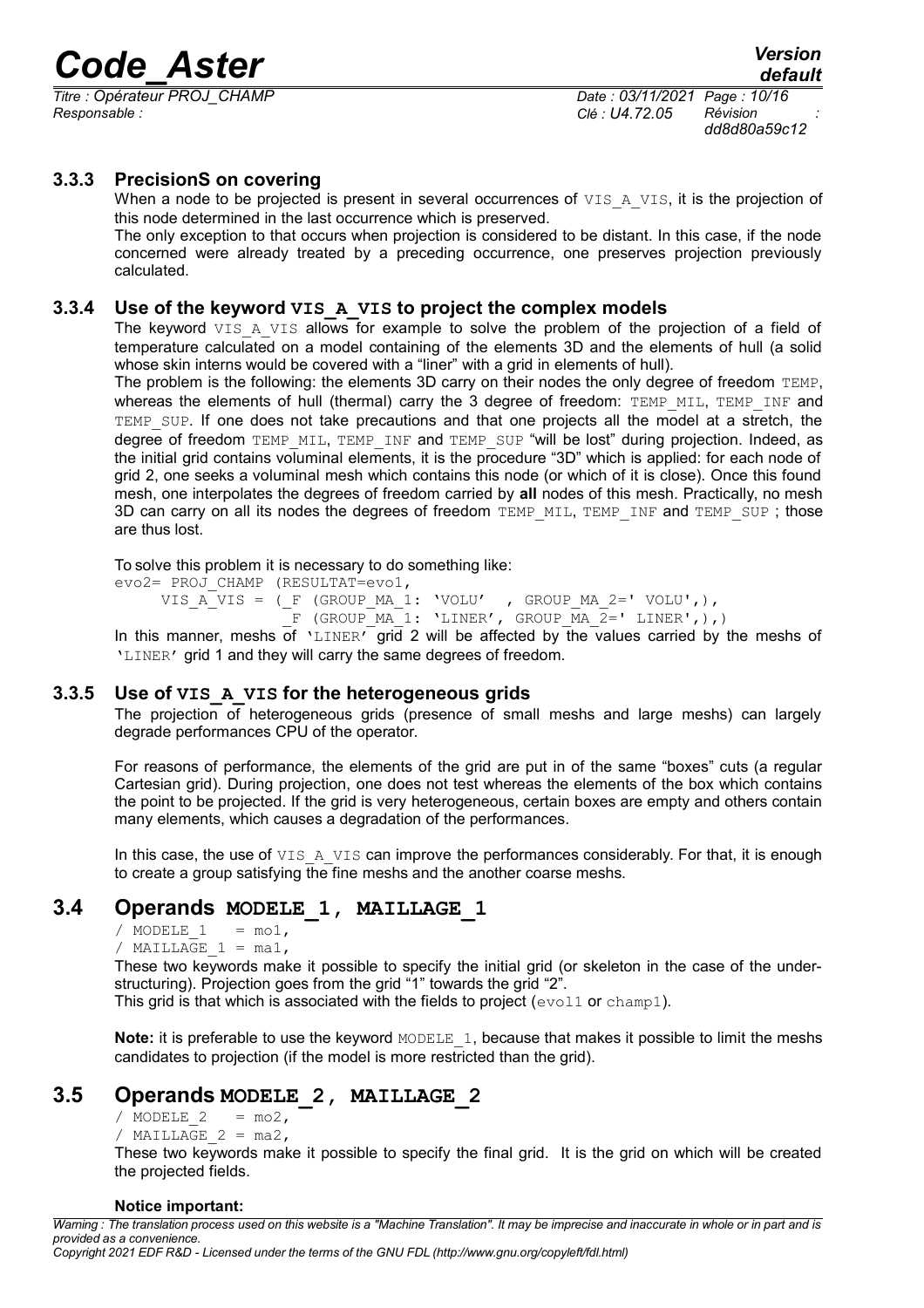### 3.3.3 PrecisionS on covering

When a node to be projected is present in several occurrences of VIS_A_VIS, it is the projection of this node determined in the last occurrence which is preserved.

The only exception to that occurs when projection is considered to be distant. In this case, if the node concerned were already treated by a preceding occurrence, one preserves projection previously calculated.

### 3.3.4 Use of the keyword VIS_A_VIS to project the complex models

The keyword VIS_A_VIS allows for example to solve the problem of the projection of a field of temperature calculated on a model containing of the elements 3D and the elements of hull (a solid whose skin interns would be covered with a "liner" with a grid in elements of hull).

The problem is the following: the elements 3D carry on their nodes the only degree of freedom TEMP, whereas the elements of hull (thermal) carry the 3 degree of freedom: TEMP_MIL, TEMP_INF and TEMP_SUP. If one does not take precautions and that one projects all the model at a stretch, the degree of freedom TEMP_MIL, TEMP_INF and TEMP_SUP "will be lost" during projection. Indeed, as the initial grid contains voluminal elements, it is the procedure "3D" which is applied: for each node of grid 2, one seeks a voluminal mesh which contains this node (or which of it is close). Once this found mesh, one interpolates the degrees of freedom carried by **all** nodes of this mesh. Practically, no mesh 3D can carry on all its nodes the degrees of freedom TEMP_MIL, TEMP_INF and TEMP_SUP ; those are thus lost.

To solve this problem it is necessary to do something like:

```
evo2= PROJ_CHAMP (RESULTAT=evo1,
     VIS_A_VIS = (_F (GROUP_MA_1: 'VOLU'  , GROUP_MA_2=' VOLU',),
                  _F (GROUP_MA_1: 'LINER', GROUP_MA_2=' LINER',),)
```

In this manner, meshs of 'LINER' grid 2 will be affected by the values carried by the meshs of 'LINER' grid 1 and they will carry the same degrees of freedom.

### 3.3.5 Use of VIS_A_VIS for the heterogeneous grids

The projection of heterogeneous grids (presence of small meshs and large meshs) can largely degrade performances CPU of the operator.

For reasons of performance, the elements of the grid are put in of the same "boxes" cuts (a regular Cartesian grid). During projection, one does not test whereas the elements of the box which contains the point to be projected. If the grid is very heterogeneous, certain boxes are empty and others contain many elements, which causes a degradation of the performances.

In this case, the use of VIS_A_VIS can improve the performances considerably. For that, it is enough to create a group satisfying the fine meshs and the another coarse meshs.

## 3.4 Operands MODELE_1, MAILLAGE_1

```
/ MODELE_1   = mo1,
/ MAILLAGE_1 = ma1,
```

These two keywords make it possible to specify the initial grid (or skeleton in the case of the under-structuring). Projection goes from the grid "1" towards the grid "2".

This grid is that which is associated with the fields to project (evol1 or champ1).

**Note:** it is preferable to use the keyword MODELE_1, because that makes it possible to limit the meshs candidates to projection (if the model is more restricted than the grid).

## 3.5 Operands MODELE_2, MAILLAGE_2

```
/ MODELE_2   = mo2,
/ MAILLAGE_2 = ma2,
```

These two keywords make it possible to specify the final grid. It is the grid on which will be created the projected fields.

**Notice important:**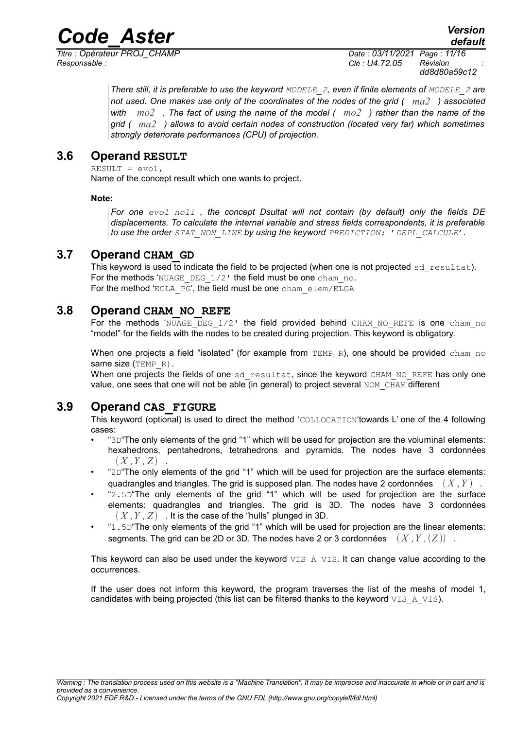*There still, it is preferable to use the keyword `MODELE_2`, even if finite elements of `MODELE_2` are not used. One makes use only of the coordinates of the nodes of the grid ( $ma2$ ) associated with $mo2$ . The fact of using the name of the model ( $mo2$ ) rather than the name of the grid ( $ma2$ ) allows to avoid certain nodes of construction (located very far) which sometimes strongly deteriorate performances (CPU) of projection.*

## 3.6 Operand RESULT

`RESULT = evol,`

Name of the concept result which one wants to project.

**Note:**

*For one `evol_noli` , the concept Dsultat will not contain (by default) only the fields DE displacements. To calculate the internal variable and stress fields correspondents, it is preferable to use the order `STAT_NON_LINE` by using the keyword `PREDICTION: 'DEPL_CALCULE'`.*

## 3.7 Operand CHAM_GD

This keyword is used to indicate the field to be projected (when one is not projected `sd_resultat`).
For the methods '`NUAGE_DEG_1/2`' the field must be one `cham_no`.
For the method '`ECLA_PG`', the field must be one `cham_elem/ELGA`

## 3.8 Operand CHAM_NO_REFE

For the methods '`NUAGE_DEG_1/2`' the field provided behind `CHAM_NO_REFE` is one `cham_no` "model" for the fields with the nodes to be created during projection. This keyword is obligatory.

When one projects a field "isolated" (for example from `TEMP_R`), one should be provided `cham_no` same size (`TEMP_R`).
When one projects the fields of one `sd_resultat`, since the keyword `CHAM_NO_REFE` has only one value, one sees that one will not be able (in general) to project several `NOM_CHAM` different

## 3.9 Operand CAS_FIGURE

This keyword (optional) is used to direct the method '`COLLOCATION`'towards L' one of the 4 following cases:

- "`3D`"The only elements of the grid "1" which will be used for projection are the voluminal elements: hexahedrons, pentahedrons, tetrahedrons and pyramids. The nodes have 3 cordonnées $(X, Y, Z)$ .
- "`2D`"The only elements of the grid "1" which will be used for projection are the surface elements: quadrangles and triangles. The grid is supposed plan. The nodes have 2 cordonnées $(X, Y)$ .
- "`2.5D`"The only elements of the grid "1" which will be used for projection are the surface elements: quadrangles and triangles. The grid is 3D. The nodes have 3 cordonnées $(X, Y, Z)$ . It is the case of the "hulls" plunged in 3D.
- "`1.5D`"The only elements of the grid "1" which will be used for projection are the linear elements: segments. The grid can be 2D or 3D. The nodes have 2 or 3 cordonnées $(X, Y, (Z))$ .

This keyword can also be used under the keyword `VIS_A_VIS`. It can change value according to the occurrences.

If the user does not inform this keyword, the program traverses the list of the meshs of model 1, candidates with being projected (this list can be filtered thanks to the keyword `VIS_A_VIS`).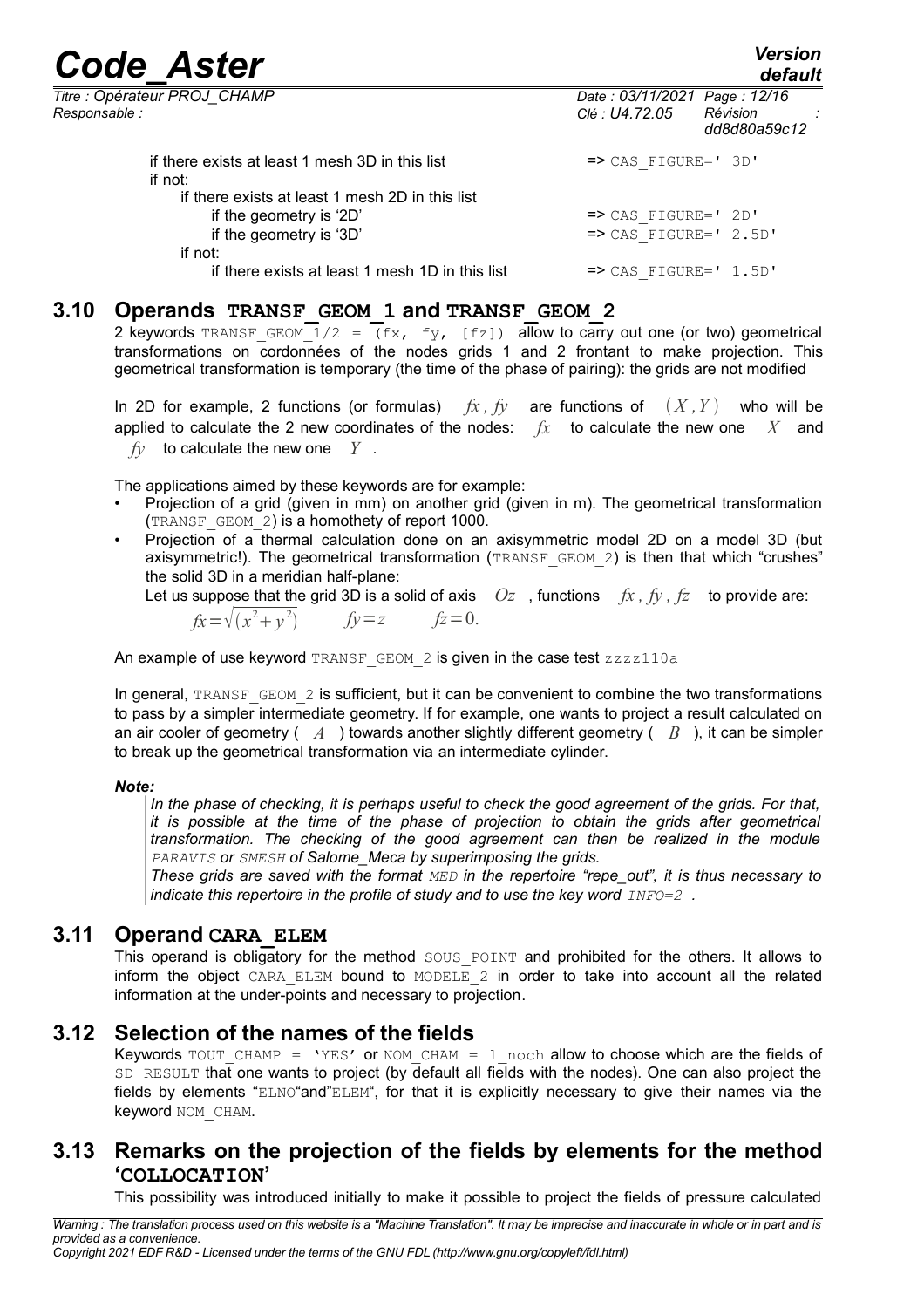if there exists at least 1 mesh 3D in this list => CAS_FIGURE=' 3D'

if not:

  if there exists at least 1 mesh 2D in this list

    if the geometry is '2D' => CAS_FIGURE=' 2D'

    if the geometry is '3D' => CAS_FIGURE=' 2.5D'

  if not:

    if there exists at least 1 mesh 1D in this list => CAS_FIGURE=' 1.5D'

## 3.10 Operands TRANSF_GEOM_1 and TRANSF_GEOM_2

2 keywords TRANSF_GEOM_1/2 = (fx, fy, [fz]) allow to carry out one (or two) geometrical transformations on cordonnées of the nodes grids 1 and 2 frontant to make projection. This geometrical transformation is temporary (the time of the phase of pairing): the grids are not modified

In 2D for example, 2 functions (or formulas) $fx , fy$ are functions of $(X , Y)$ who will be applied to calculate the 2 new coordinates of the nodes: $fx$ to calculate the new one $X$ and $fy$ to calculate the new one $Y$ .

The applications aimed by these keywords are for example:

- Projection of a grid (given in mm) on another grid (given in m). The geometrical transformation (TRANSF_GEOM_2) is a homothety of report 1000.
- Projection of a thermal calculation done on an axisymmetric model 2D on a model 3D (but axisymmetric!). The geometrical transformation (TRANSF_GEOM_2) is then that which "crushes" the solid 3D in a meridian half-plane:

  Let us suppose that the grid 3D is a solid of axis $Oz$ , functions $fx , fy , fz$ to provide are:

  $fx=\sqrt{(x^2+y^2)}$ $\quad fy=z \quad fz=0.$

An example of use keyword TRANSF_GEOM_2 is given in the case test zzzz110a

In general, TRANSF_GEOM_2 is sufficient, but it can be convenient to combine the two transformations to pass by a simpler intermediate geometry. If for example, one wants to project a result calculated on an air cooler of geometry ( $A$ ) towards another slightly different geometry ( $B$ ), it can be simpler to break up the geometrical transformation via an intermediate cylinder.

***Note:***

*In the phase of checking, it is perhaps useful to check the good agreement of the grids. For that, it is possible at the time of the phase of projection to obtain the grids after geometrical transformation. The checking of the good agreement can then be realized in the module PARAVIS or SMESH of Salome_Meca by superimposing the grids.*

*These grids are saved with the format MED in the repertoire "repe_out", it is thus necessary to indicate this repertoire in the profile of study and to use the key word INFO=2 .*

## 3.11 Operand CARA_ELEM

This operand is obligatory for the method SOUS_POINT and prohibited for the others. It allows to inform the object CARA_ELEM bound to MODELE_2 in order to take into account all the related information at the under-points and necessary to projection.

## 3.12 Selection of the names of the fields

Keywords TOUT_CHAMP = 'YES' or NOM_CHAM = l_noch allow to choose which are the fields of SD RESULT that one wants to project (by default all fields with the nodes). One can also project the fields by elements "ELNO"and"ELEM", for that it is explicitly necessary to give their names via the keyword NOM_CHAM.

## 3.13 Remarks on the projection of the fields by elements for the method 'COLLOCATION'

This possibility was introduced initially to make it possible to project the fields of pressure calculated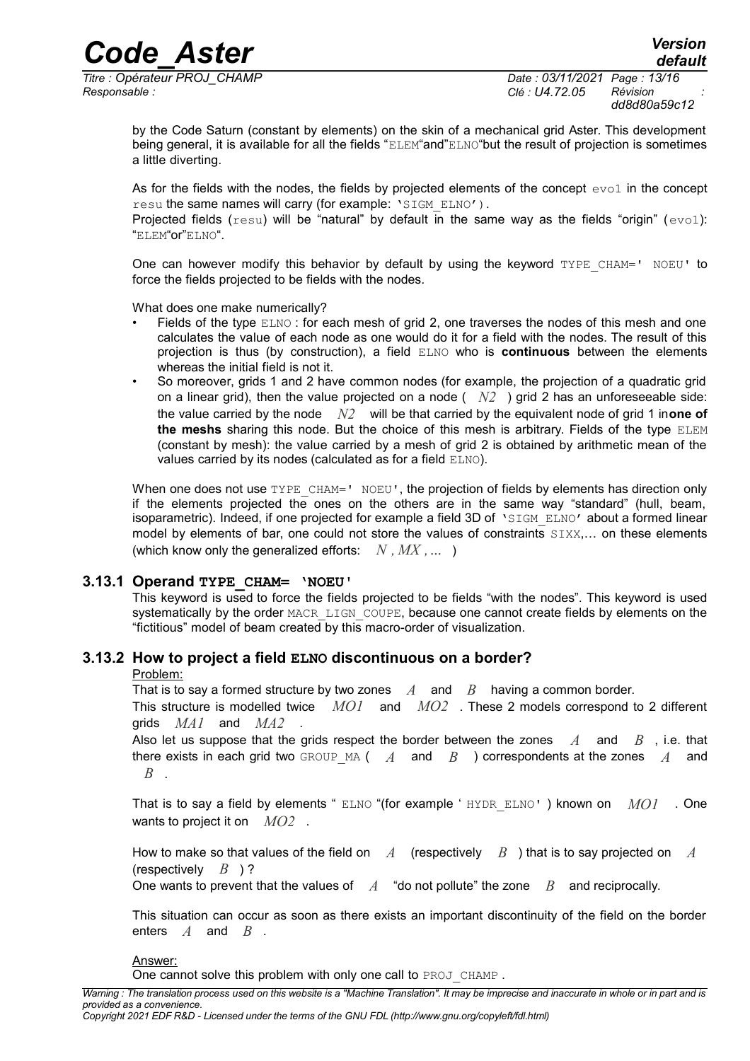by the Code Saturn (constant by elements) on the skin of a mechanical grid Aster. This development being general, it is available for all the fields "ELEM"and"ELNO"but the result of projection is sometimes a little diverting.

As for the fields with the nodes, the fields by projected elements of the concept evo1 in the concept resu the same names will carry (for example: 'SIGM_ELNO').

Projected fields (resu) will be "natural" by default in the same way as the fields "origin" (evo1): "ELEM"or"ELNO".

One can however modify this behavior by default by using the keyword TYPE_CHAM=' NOEU' to force the fields projected to be fields with the nodes.

What does one make numerically?

- Fields of the type ELNO : for each mesh of grid 2, one traverses the nodes of this mesh and one calculates the value of each node as one would do it for a field with the nodes. The result of this projection is thus (by construction), a field ELNO who is **continuous** between the elements whereas the initial field is not it.
- So moreover, grids 1 and 2 have common nodes (for example, the projection of a quadratic grid on a linear grid), then the value projected on a node ( $N2$ ) grid 2 has an unforeseeable side: the value carried by the node $N2$ will be that carried by the equivalent node of grid 1 in**one of the meshs** sharing this node. But the choice of this mesh is arbitrary. Fields of the type ELEM (constant by mesh): the value carried by a mesh of grid 2 is obtained by arithmetic mean of the values carried by its nodes (calculated as for a field ELNO).

When one does not use TYPE_CHAM=' NOEU', the projection of fields by elements has direction only if the elements projected the ones on the others are in the same way "standard" (hull, beam, isoparametric). Indeed, if one projected for example a field 3D of 'SIGM_ELNO' about a formed linear model by elements of bar, one could not store the values of constraints SIXX,… on these elements (which know only the generalized efforts: $N, MX, \ldots$ )

### 3.13.1 Operand TYPE_CHAM= 'NOEU'

This keyword is used to force the fields projected to be fields "with the nodes". This keyword is used systematically by the order MACR_LIGN_COUPE, because one cannot create fields by elements on the "fictitious" model of beam created by this macro-order of visualization.

### 3.13.2 How to project a field ELNO discontinuous on a border?

Problem:

That is to say a formed structure by two zones $A$ and $B$ having a common border.

This structure is modelled twice $MO1$ and $MO2$ . These 2 models correspond to 2 different grids $MA1$ and $MA2$ .

Also let us suppose that the grids respect the border between the zones $A$ and $B$ , i.e. that there exists in each grid two GROUP_MA ( $A$ and $B$ ) correspondents at the zones $A$ and $B$ .

That is to say a field by elements " ELNO "(for example ' HYDR_ELNO' ) known on $MO1$ . One wants to project it on $MO2$ .

How to make so that values of the field on $A$ (respectively $B$ ) that is to say projected on $A$ (respectively $B$ ) ?

One wants to prevent that the values of $A$ "do not pollute" the zone $B$ and reciprocally.

This situation can occur as soon as there exists an important discontinuity of the field on the border enters $A$ and $B$ .

Answer:

One cannot solve this problem with only one call to PROJ_CHAMP .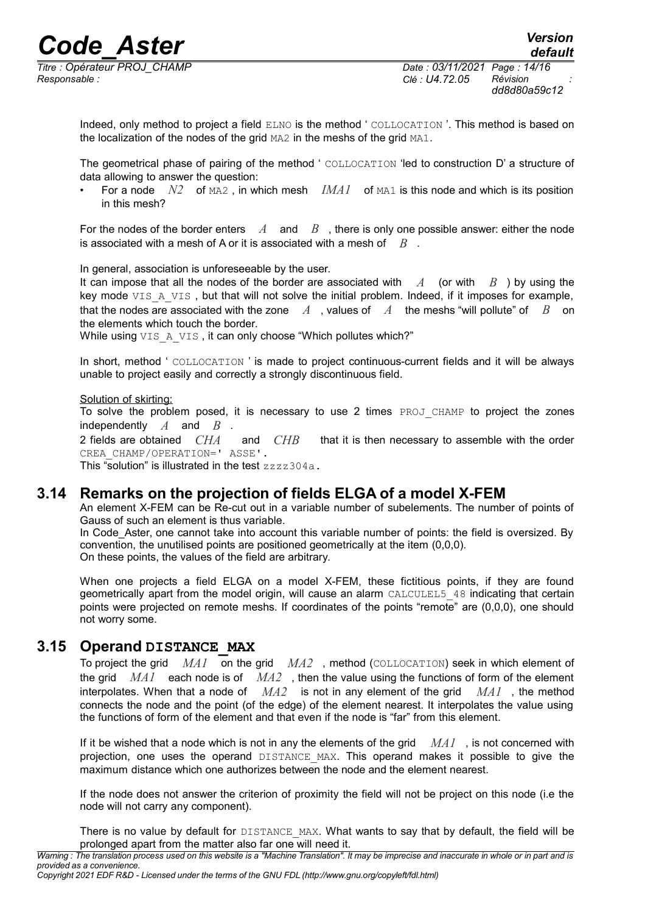Indeed, only method to project a field ELNO is the method ' COLLOCATION '. This method is based on the localization of the nodes of the grid MA2 in the meshs of the grid MA1.

The geometrical phase of pairing of the method ' COLLOCATION 'led to construction D' a structure of data allowing to answer the question:

- For a node $N2$ of MA2 , in which mesh $IMA1$ of MA1 is this node and which is its position in this mesh?

For the nodes of the border enters $A$ and $B$ , there is only one possible answer: either the node is associated with a mesh of A or it is associated with a mesh of $B$ .

In general, association is unforeseeable by the user.
It can impose that all the nodes of the border are associated with $A$ (or with $B$ ) by using the key mode VIS_A_VIS , but that will not solve the initial problem. Indeed, if it imposes for example, that the nodes are associated with the zone $A$ , values of $A$ the meshs "will pollute" of $B$ on the elements which touch the border.
While using VIS_A_VIS , it can only choose "Which pollutes which?"

In short, method ' COLLOCATION ' is made to project continuous-current fields and it will be always unable to project easily and correctly a strongly discontinuous field.

Solution of skirting:
To solve the problem posed, it is necessary to use 2 times PROJ_CHAMP to project the zones independently $A$ and $B$ .
2 fields are obtained $CHA$ and $CHB$ that it is then necessary to assemble with the order CREA_CHAMP/OPERATION=' ASSE'.
This "solution" is illustrated in the test zzzz304a.

## 3.14 Remarks on the projection of fields ELGA of a model X-FEM

An element X-FEM can be Re-cut out in a variable number of subelements. The number of points of Gauss of such an element is thus variable.
In Code_Aster, one cannot take into account this variable number of points: the field is oversized. By convention, the unutilised points are positioned geometrically at the item (0,0,0).
On these points, the values of the field are arbitrary.

When one projects a field ELGA on a model X-FEM, these fictitious points, if they are found geometrically apart from the model origin, will cause an alarm CALCULEL5_48 indicating that certain points were projected on remote meshs. If coordinates of the points "remote" are (0,0,0), one should not worry some.

## 3.15 Operand DISTANCE_MAX

To project the grid $MA1$ on the grid $MA2$ , method (COLLOCATION) seek in which element of the grid $MA1$ each node is of $MA2$ , then the value using the functions of form of the element interpolates. When that a node of $MA2$ is not in any element of the grid $MA1$ , the method connects the node and the point (of the edge) of the element nearest. It interpolates the value using the functions of form of the element and that even if the node is "far" from this element.

If it be wished that a node which is not in any the elements of the grid $MA1$ , is not concerned with projection, one uses the operand DISTANCE_MAX. This operand makes it possible to give the maximum distance which one authorizes between the node and the element nearest.

If the node does not answer the criterion of proximity the field will not be project on this node (i.e the node will not carry any component).

There is no value by default for DISTANCE_MAX. What wants to say that by default, the field will be prolonged apart from the matter also far one will need it.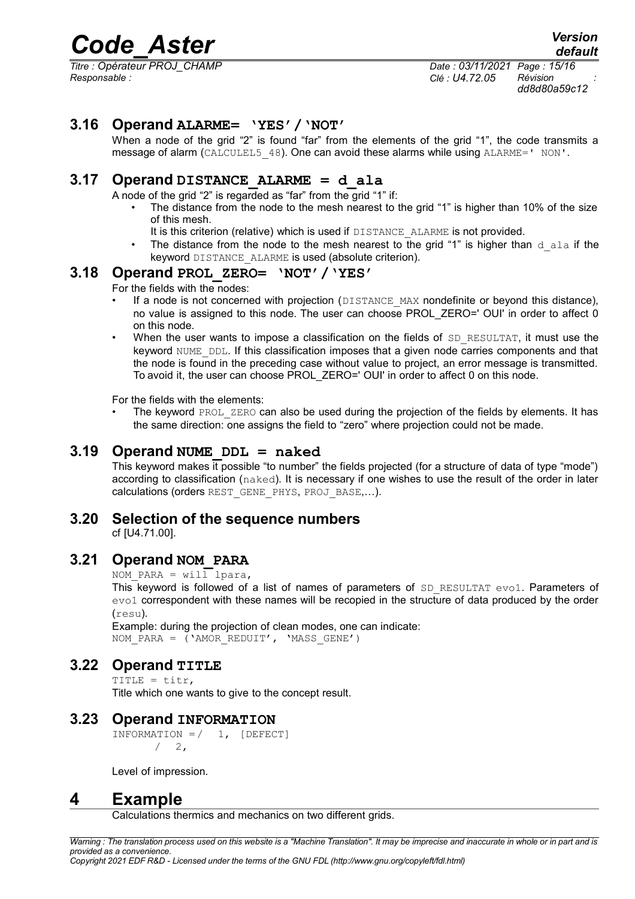## 3.16 Operand ALARME= 'YES'/'NOT'

When a node of the grid "2" is found "far" from the elements of the grid "1", the code transmits a message of alarm (CALCULEL5_48). One can avoid these alarms while using ALARME=' NON'.

## 3.17 Operand DISTANCE_ALARME = d_ala

A node of the grid "2" is regarded as "far" from the grid "1" if:

- The distance from the node to the mesh nearest to the grid "1" is higher than 10% of the size of this mesh.
  It is this criterion (relative) which is used if DISTANCE_ALARME is not provided.
- The distance from the node to the mesh nearest to the grid "1" is higher than d_ala if the keyword DISTANCE_ALARME is used (absolute criterion).

## 3.18 Operand PROL_ZERO= 'NOT'/'YES'

For the fields with the nodes:

- If a node is not concerned with projection (DISTANCE_MAX nondefinite or beyond this distance), no value is assigned to this node. The user can choose PROL_ZERO=' OUI' in order to affect 0 on this node.
- When the user wants to impose a classification on the fields of SD_RESULTAT, it must use the keyword NUME_DDL. If this classification imposes that a given node carries components and that the node is found in the preceding case without value to project, an error message is transmitted. To avoid it, the user can choose PROL_ZERO=' OUI' in order to affect 0 on this node.

For the fields with the elements:

- The keyword PROL_ZERO can also be used during the projection of the fields by elements. It has the same direction: one assigns the field to "zero" where projection could not be made.

## 3.19 Operand NUME_DDL = naked

This keyword makes it possible "to number" the fields projected (for a structure of data of type "mode") according to classification (naked). It is necessary if one wishes to use the result of the order in later calculations (orders REST_GENE_PHYS, PROJ_BASE,…).

## 3.20 Selection of the sequence numbers

cf [U4.71.00].

## 3.21 Operand NOM_PARA

NOM_PARA = will lpara,

This keyword is followed of a list of names of parameters of SD_RESULTAT evo1. Parameters of evo1 correspondent with these names will be recopied in the structure of data produced by the order (resu).

Example: during the projection of clean modes, one can indicate:

NOM_PARA = ('AMOR_REDUIT', 'MASS_GENE')

## 3.22 Operand TITLE

TITLE = titr,

Title which one wants to give to the concept result.

## 3.23 Operand INFORMATION

```
INFORMATION =/  1, [DEFECT]
        /  2,
```

Level of impression.

# 4 Example

Calculations thermics and mechanics on two different grids.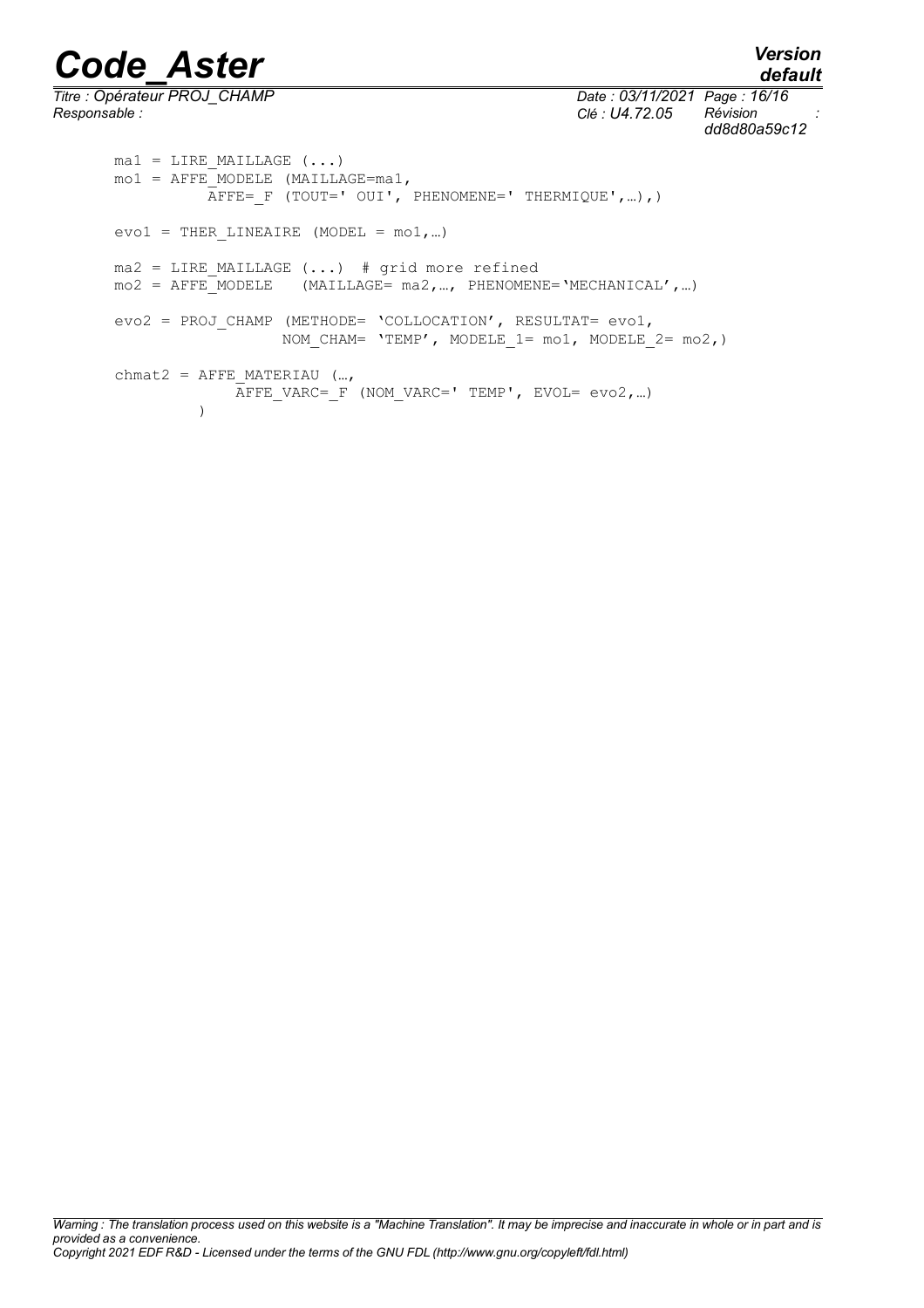```
ma1 = LIRE_MAILLAGE (...)
mo1 = AFFE_MODELE (MAILLAGE=ma1,
          AFFE=_F (TOUT=' OUI', PHENOMENE=' THERMIQUE',…),)

evo1 = THER_LINEAIRE (MODEL = mo1,…)

ma2 = LIRE_MAILLAGE (...)  # grid more refined
mo2 = AFFE_MODELE   (MAILLAGE= ma2,…, PHENOMENE='MECHANICAL',…)

evo2 = PROJ_CHAMP (METHODE= 'COLLOCATION', RESULTAT= evo1,
                  NOM_CHAM= 'TEMP', MODELE_1= mo1, MODELE_2= mo2,)

chmat2 = AFFE_MATERIAU (…,
              AFFE_VARC=_F (NOM_VARC=' TEMP', EVOL= evo2,…)
         )
```